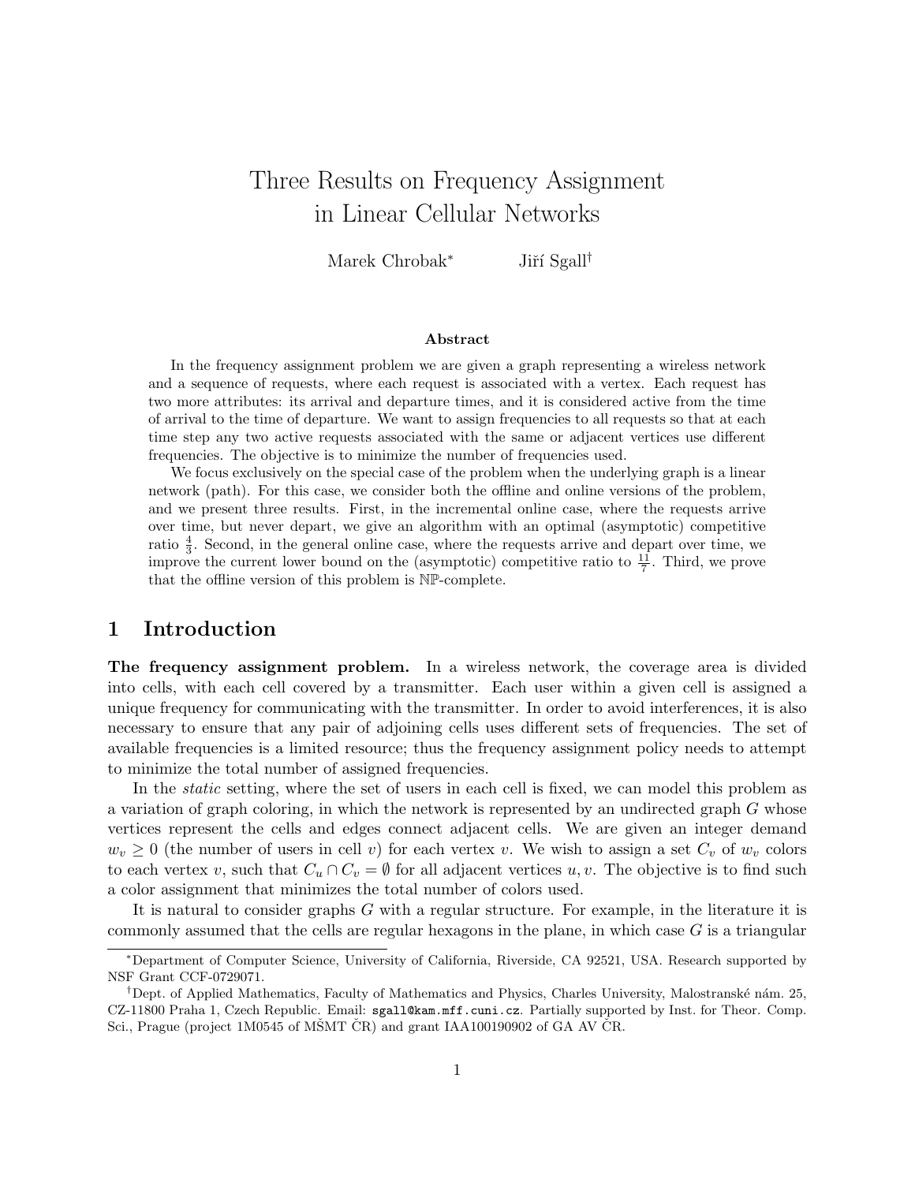# Three Results on Frequency Assignment in Linear Cellular Networks

Marek Chrobak[*] Jiří Sgall[†]

### Abstract

In the frequency assignment problem we are given a graph representing a wireless network and a sequence of requests, where each request is associated with a vertex. Each request has two more attributes: its arrival and departure times, and it is considered active from the time of arrival to the time of departure. We want to assign frequencies to all requests so that at each time step any two active requests associated with the same or adjacent vertices use different frequencies. The objective is to minimize the number of frequencies used.

We focus exclusively on the special case of the problem when the underlying graph is a linear network (path). For this case, we consider both the offline and online versions of the problem, and we present three results. First, in the incremental online case, where the requests arrive over time, but never depart, we give an algorithm with an optimal (asymptotic) competitive ratio $\frac{4}{3}$. Second, in the general online case, where the requests arrive and depart over time, we improve the current lower bound on the (asymptotic) competitive ratio to $\frac{11}{7}$. Third, we prove that the offline version of this problem is $\mathbb{NP}$-complete.

## 1 Introduction

**The frequency assignment problem.** In a wireless network, the coverage area is divided into cells, with each cell covered by a transmitter. Each user within a given cell is assigned a unique frequency for communicating with the transmitter. In order to avoid interferences, it is also necessary to ensure that any pair of adjoining cells uses different sets of frequencies. The set of available frequencies is a limited resource; thus the frequency assignment policy needs to attempt to minimize the total number of assigned frequencies.

In the *static* setting, where the set of users in each cell is fixed, we can model this problem as a variation of graph coloring, in which the network is represented by an undirected graph $G$ whose vertices represent the cells and edges connect adjacent cells. We are given an integer demand $w_v \geq 0$ (the number of users in cell $v$) for each vertex $v$. We wish to assign a set $C_v$ of $w_v$ colors to each vertex $v$, such that $C_u \cap C_v = \emptyset$ for all adjacent vertices $u, v$. The objective is to find such a color assignment that minimizes the total number of colors used.

It is natural to consider graphs $G$ with a regular structure. For example, in the literature it is commonly assumed that the cells are regular hexagons in the plane, in which case $G$ is a triangular

---

[*] Department of Computer Science, University of California, Riverside, CA 92521, USA. Research supported by NSF Grant CCF-0729071.

[†] Dept. of Applied Mathematics, Faculty of Mathematics and Physics, Charles University, Malostranské nám. 25, CZ-11800 Praha 1, Czech Republic. Email: sgall@kam.mff.cuni.cz. Partially supported by Inst. for Theor. Comp. Sci., Prague (project 1M0545 of MŠMT ČR) and grant IAA100190902 of GA AV ČR.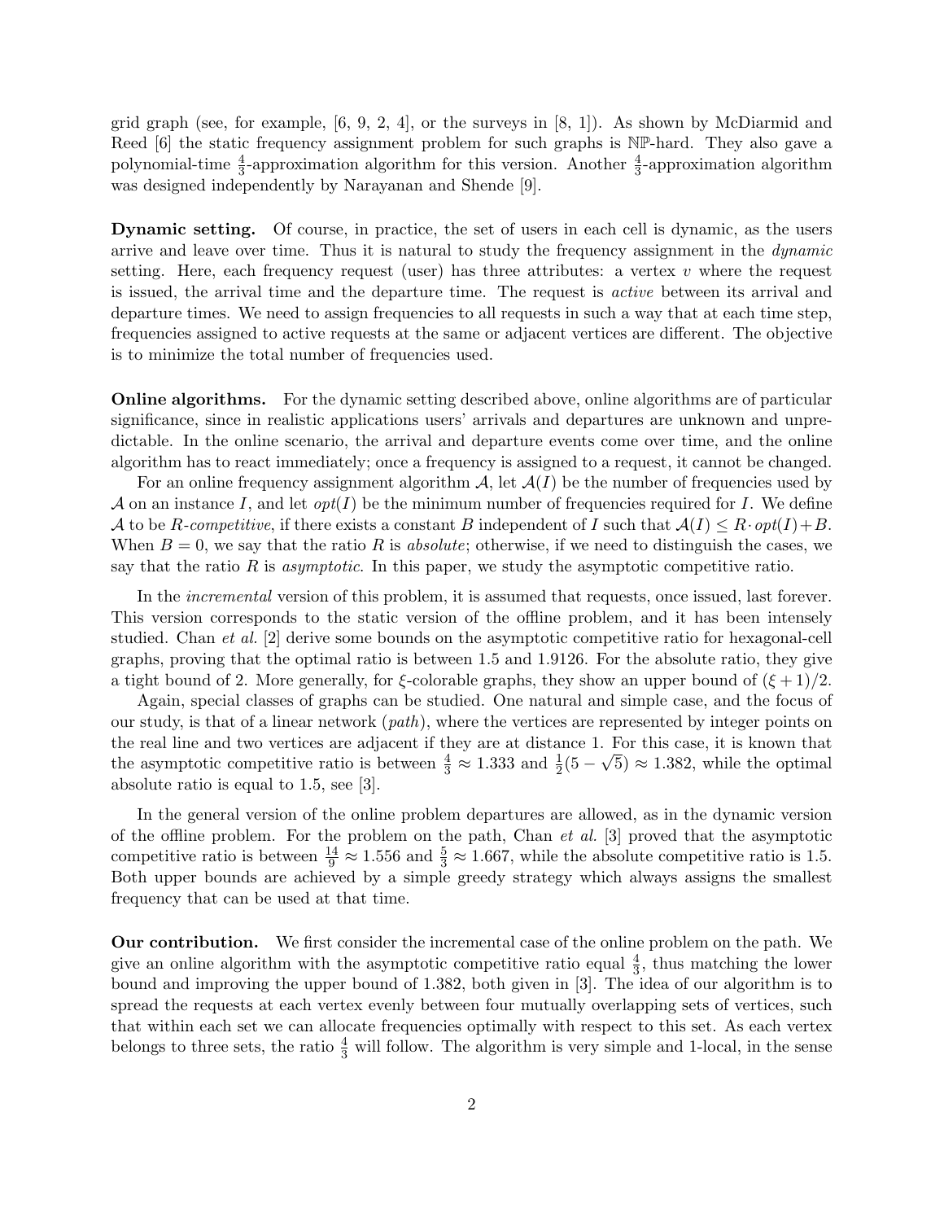grid graph (see, for example, [6, 9, 2, 4], or the surveys in [8, 1]). As shown by McDiarmid and Reed [6] the static frequency assignment problem for such graphs is $\mathbb{NP}$-hard. They also gave a polynomial-time $\frac{4}{3}$-approximation algorithm for this version. Another $\frac{4}{3}$-approximation algorithm was designed independently by Narayanan and Shende [9].

**Dynamic setting.** Of course, in practice, the set of users in each cell is dynamic, as the users arrive and leave over time. Thus it is natural to study the frequency assignment in the *dynamic* setting. Here, each frequency request (user) has three attributes: a vertex $v$ where the request is issued, the arrival time and the departure time. The request is *active* between its arrival and departure times. We need to assign frequencies to all requests in such a way that at each time step, frequencies assigned to active requests at the same or adjacent vertices are different. The objective is to minimize the total number of frequencies used.

**Online algorithms.** For the dynamic setting described above, online algorithms are of particular significance, since in realistic applications users' arrivals and departures are unknown and unpredictable. In the online scenario, the arrival and departure events come over time, and the online algorithm has to react immediately; once a frequency is assigned to a request, it cannot be changed.

For an online frequency assignment algorithm $\mathcal{A}$, let $\mathcal{A}(I)$ be the number of frequencies used by $\mathcal{A}$ on an instance $I$, and let $opt(I)$ be the minimum number of frequencies required for $I$. We define $\mathcal{A}$ to be $R$*-competitive*, if there exists a constant $B$ independent of $I$ such that $\mathcal{A}(I) \leq R \cdot opt(I) + B$. When $B = 0$, we say that the ratio $R$ is *absolute*; otherwise, if we need to distinguish the cases, we say that the ratio $R$ is *asymptotic*. In this paper, we study the asymptotic competitive ratio.

In the *incremental* version of this problem, it is assumed that requests, once issued, last forever. This version corresponds to the static version of the offline problem, and it has been intensely studied. Chan *et al.* [2] derive some bounds on the asymptotic competitive ratio for hexagonal-cell graphs, proving that the optimal ratio is between 1.5 and 1.9126. For the absolute ratio, they give a tight bound of 2. More generally, for $\xi$-colorable graphs, they show an upper bound of $(\xi + 1)/2$.

Again, special classes of graphs can be studied. One natural and simple case, and the focus of our study, is that of a linear network (*path*), where the vertices are represented by integer points on the real line and two vertices are adjacent if they are at distance 1. For this case, it is known that the asymptotic competitive ratio is between $\frac{4}{3} \approx 1.333$ and $\frac{1}{2}(5 - \sqrt{5}) \approx 1.382$, while the optimal absolute ratio is equal to 1.5, see [3].

In the general version of the online problem departures are allowed, as in the dynamic version of the offline problem. For the problem on the path, Chan *et al.* [3] proved that the asymptotic competitive ratio is between $\frac{14}{9} \approx 1.556$ and $\frac{5}{3} \approx 1.667$, while the absolute competitive ratio is 1.5. Both upper bounds are achieved by a simple greedy strategy which always assigns the smallest frequency that can be used at that time.

**Our contribution.** We first consider the incremental case of the online problem on the path. We give an online algorithm with the asymptotic competitive ratio equal $\frac{4}{3}$, thus matching the lower bound and improving the upper bound of 1.382, both given in [3]. The idea of our algorithm is to spread the requests at each vertex evenly between four mutually overlapping sets of vertices, such that within each set we can allocate frequencies optimally with respect to this set. As each vertex belongs to three sets, the ratio $\frac{4}{3}$ will follow. The algorithm is very simple and 1-local, in the sense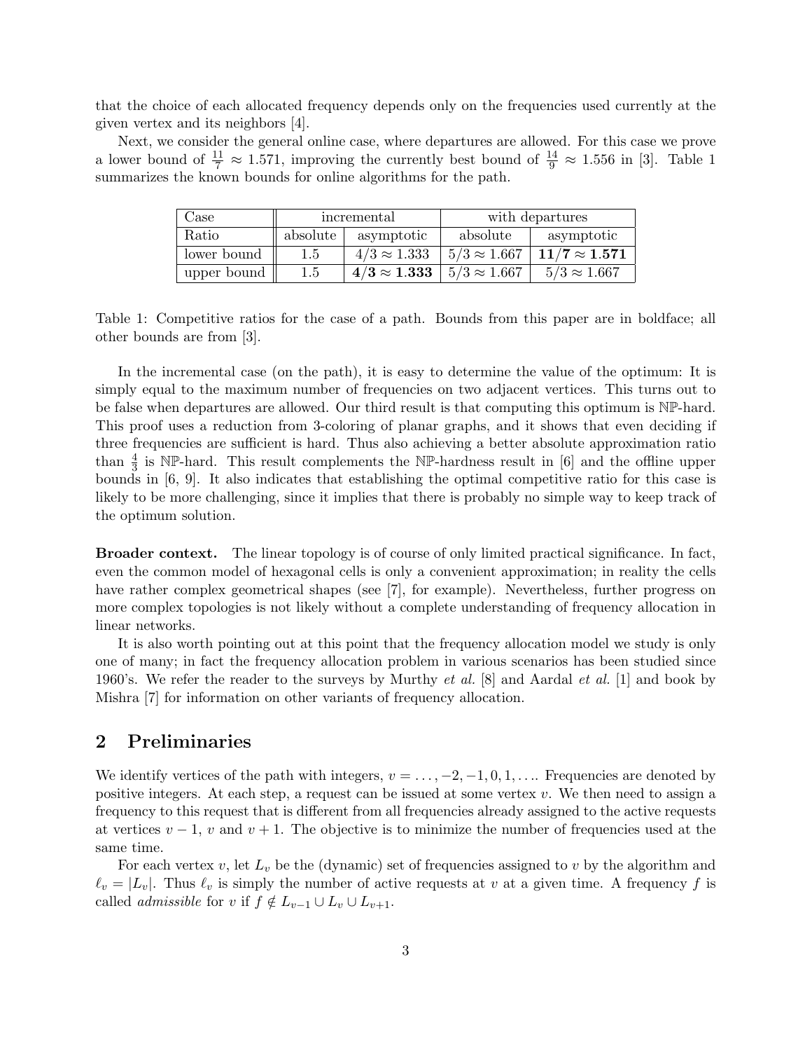that the choice of each allocated frequency depends only on the frequencies used currently at the given vertex and its neighbors [4].

Next, we consider the general online case, where departures are allowed. For this case we prove a lower bound of $\frac{11}{7} \approx 1.571$, improving the currently best bound of $\frac{14}{9} \approx 1.556$ in [3]. Table 1 summarizes the known bounds for online algorithms for the path.

| Case | incremental | | with departures | |
|---|---|---|---|---|
| Ratio | absolute | asymptotic | absolute | asymptotic |
| lower bound | 1.5 | $4/3 \approx 1.333$ | $5/3 \approx 1.667$ | $\mathbf{11/7 \approx 1.571}$ |
| upper bound | 1.5 | $\mathbf{4/3 \approx 1.333}$ | $5/3 \approx 1.667$ | $5/3 \approx 1.667$ |

Table 1: Competitive ratios for the case of a path. Bounds from this paper are in boldface; all other bounds are from [3].

In the incremental case (on the path), it is easy to determine the value of the optimum: It is simply equal to the maximum number of frequencies on two adjacent vertices. This turns out to be false when departures are allowed. Our third result is that computing this optimum is $\mathbb{NP}$-hard. This proof uses a reduction from 3-coloring of planar graphs, and it shows that even deciding if three frequencies are sufficient is hard. Thus also achieving a better absolute approximation ratio than $\frac{4}{3}$ is $\mathbb{NP}$-hard. This result complements the $\mathbb{NP}$-hardness result in [6] and the offline upper bounds in [6, 9]. It also indicates that establishing the optimal competitive ratio for this case is likely to be more challenging, since it implies that there is probably no simple way to keep track of the optimum solution.

**Broader context.** The linear topology is of course of only limited practical significance. In fact, even the common model of hexagonal cells is only a convenient approximation; in reality the cells have rather complex geometrical shapes (see [7], for example). Nevertheless, further progress on more complex topologies is not likely without a complete understanding of frequency allocation in linear networks.

It is also worth pointing out at this point that the frequency allocation model we study is only one of many; in fact the frequency allocation problem in various scenarios has been studied since 1960's. We refer the reader to the surveys by Murthy *et al.* [8] and Aardal *et al.* [1] and book by Mishra [7] for information on other variants of frequency allocation.

## 2 Preliminaries

We identify vertices of the path with integers, $v = \ldots, -2, -1, 0, 1, \ldots$. Frequencies are denoted by positive integers. At each step, a request can be issued at some vertex $v$. We then need to assign a frequency to this request that is different from all frequencies already assigned to the active requests at vertices $v-1$, $v$ and $v+1$. The objective is to minimize the number of frequencies used at the same time.

For each vertex $v$, let $L_v$ be the (dynamic) set of frequencies assigned to $v$ by the algorithm and $\ell_v = |L_v|$. Thus $\ell_v$ is simply the number of active requests at $v$ at a given time. A frequency $f$ is called *admissible* for $v$ if $f \notin L_{v-1} \cup L_v \cup L_{v+1}$.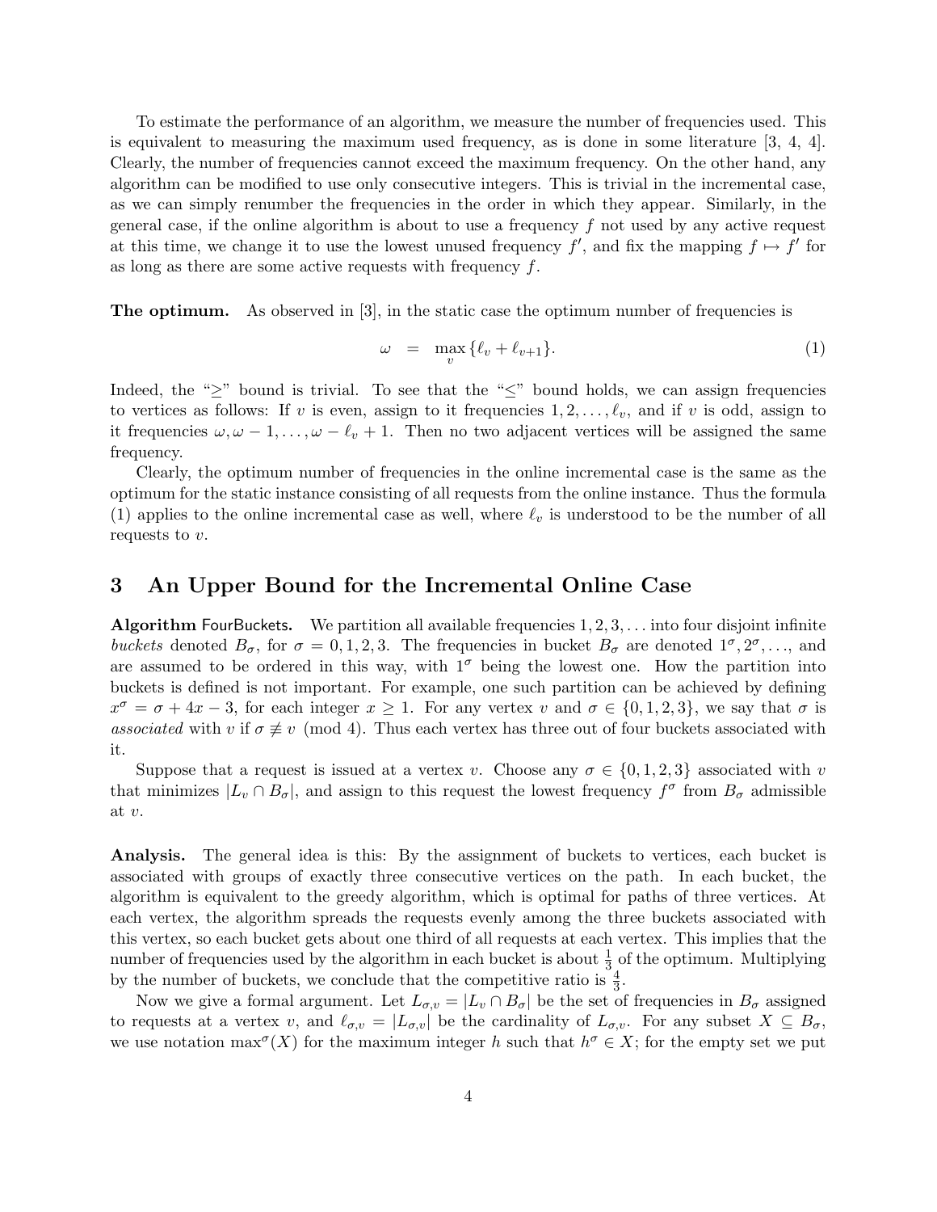To estimate the performance of an algorithm, we measure the number of frequencies used. This is equivalent to measuring the maximum used frequency, as is done in some literature [3, 4, 4]. Clearly, the number of frequencies cannot exceed the maximum frequency. On the other hand, any algorithm can be modified to use only consecutive integers. This is trivial in the incremental case, as we can simply renumber the frequencies in the order in which they appear. Similarly, in the general case, if the online algorithm is about to use a frequency $f$ not used by any active request at this time, we change it to use the lowest unused frequency $f'$, and fix the mapping $f \mapsto f'$ for as long as there are some active requests with frequency $f$.

**The optimum.** As observed in [3], in the static case the optimum number of frequencies is

$$\omega \quad = \quad \max_{v} \{\ell_v + \ell_{v+1}\}. \tag{1}$$

Indeed, the "$\geq$" bound is trivial. To see that the "$\leq$" bound holds, we can assign frequencies to vertices as follows: If $v$ is even, assign to it frequencies $1, 2, \ldots, \ell_v$, and if $v$ is odd, assign to it frequencies $\omega, \omega - 1, \ldots, \omega - \ell_v + 1$. Then no two adjacent vertices will be assigned the same frequency.

Clearly, the optimum number of frequencies in the online incremental case is the same as the optimum for the static instance consisting of all requests from the online instance. Thus the formula (1) applies to the online incremental case as well, where $\ell_v$ is understood to be the number of all requests to $v$.

## 3 An Upper Bound for the Incremental Online Case

**Algorithm** FourBuckets**.** We partition all available frequencies $1, 2, 3, \ldots$ into four disjoint infinite *buckets* denoted $B_\sigma$, for $\sigma = 0, 1, 2, 3$. The frequencies in bucket $B_\sigma$ are denoted $1^\sigma, 2^\sigma, \ldots$, and are assumed to be ordered in this way, with $1^\sigma$ being the lowest one. How the partition into buckets is defined is not important. For example, one such partition can be achieved by defining $x^\sigma = \sigma + 4x - 3$, for each integer $x \geq 1$. For any vertex $v$ and $\sigma \in \{0, 1, 2, 3\}$, we say that $\sigma$ is *associated* with $v$ if $\sigma \not\equiv v \pmod 4$. Thus each vertex has three out of four buckets associated with it.

Suppose that a request is issued at a vertex $v$. Choose any $\sigma \in \{0, 1, 2, 3\}$ associated with $v$ that minimizes $|L_v \cap B_\sigma|$, and assign to this request the lowest frequency $f^\sigma$ from $B_\sigma$ admissible at $v$.

**Analysis.** The general idea is this: By the assignment of buckets to vertices, each bucket is associated with groups of exactly three consecutive vertices on the path. In each bucket, the algorithm is equivalent to the greedy algorithm, which is optimal for paths of three vertices. At each vertex, the algorithm spreads the requests evenly among the three buckets associated with this vertex, so each bucket gets about one third of all requests at each vertex. This implies that the number of frequencies used by the algorithm in each bucket is about $\frac{1}{3}$ of the optimum. Multiplying by the number of buckets, we conclude that the competitive ratio is $\frac{4}{3}$.

Now we give a formal argument. Let $L_{\sigma,v} = |L_v \cap B_\sigma|$ be the set of frequencies in $B_\sigma$ assigned to requests at a vertex $v$, and $\ell_{\sigma,v} = |L_{\sigma,v}|$ be the cardinality of $L_{\sigma,v}$. For any subset $X \subseteq B_\sigma$, we use notation $\max^\sigma(X)$ for the maximum integer $h$ such that $h^\sigma \in X$; for the empty set we put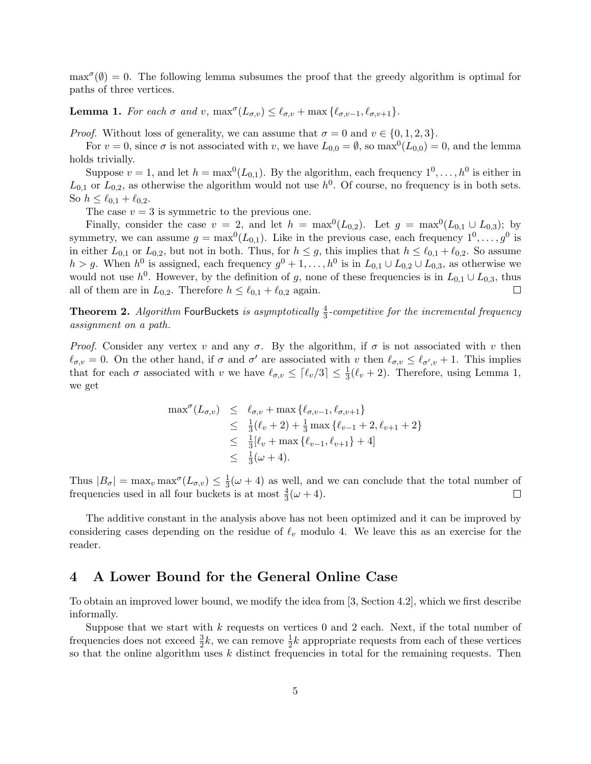$\max^\sigma(\emptyset) = 0$. The following lemma subsumes the proof that the greedy algorithm is optimal for paths of three vertices.

**Lemma 1.** *For each $\sigma$ and $v$, $\max^\sigma(L_{\sigma,v}) \leq \ell_{\sigma,v} + \max\{\ell_{\sigma,v-1}, \ell_{\sigma,v+1}\}$.*

*Proof.* Without loss of generality, we can assume that $\sigma = 0$ and $v \in \{0, 1, 2, 3\}$.

For $v = 0$, since $\sigma$ is not associated with $v$, we have $L_{0,0} = \emptyset$, so $\max^0(L_{0,0}) = 0$, and the lemma holds trivially.

Suppose $v = 1$, and let $h = \max^0(L_{0,1})$. By the algorithm, each frequency $1^0, \ldots, h^0$ is either in $L_{0,1}$ or $L_{0,2}$, as otherwise the algorithm would not use $h^0$. Of course, no frequency is in both sets. So $h \leq \ell_{0,1} + \ell_{0,2}$.

The case $v = 3$ is symmetric to the previous one.

Finally, consider the case $v = 2$, and let $h = \max^0(L_{0,2})$. Let $g = \max^0(L_{0,1} \cup L_{0,3})$; by symmetry, we can assume $g = \max^0(L_{0,1})$. Like in the previous case, each frequency $1^0, \ldots, g^0$ is in either $L_{0,1}$ or $L_{0,2}$, but not in both. Thus, for $h \leq g$, this implies that $h \leq \ell_{0,1} + \ell_{0,2}$. So assume $h > g$. When $h^0$ is assigned, each frequency $g^0 + 1, \ldots, h^0$ is in $L_{0,1} \cup L_{0,2} \cup L_{0,3}$, as otherwise we would not use $h^0$. However, by the definition of $g$, none of these frequencies is in $L_{0,1} \cup L_{0,3}$, thus all of them are in $L_{0,2}$. Therefore $h \leq \ell_{0,1} + \ell_{0,2}$ again. $\square$

**Theorem 2.** *Algorithm* FourBuckets *is asymptotically $\frac{4}{3}$-competitive for the incremental frequency assignment on a path.*

*Proof.* Consider any vertex $v$ and any $\sigma$. By the algorithm, if $\sigma$ is not associated with $v$ then $\ell_{\sigma,v} = 0$. On the other hand, if $\sigma$ and $\sigma'$ are associated with $v$ then $\ell_{\sigma,v} \leq \ell_{\sigma',v} + 1$. This implies that for each $\sigma$ associated with $v$ we have $\ell_{\sigma,v} \leq \lceil \ell_v / 3 \rceil \leq \frac{1}{3}(\ell_v + 2)$. Therefore, using Lemma 1, we get

$$
\begin{aligned}
\max^\sigma(L_{\sigma,v}) &\leq \ell_{\sigma,v} + \max\{\ell_{\sigma,v-1}, \ell_{\sigma,v+1}\} \\
&\leq \tfrac{1}{3}(\ell_v + 2) + \tfrac{1}{3}\max\{\ell_{v-1} + 2, \ell_{v+1} + 2\} \\
&\leq \tfrac{1}{3}[\ell_v + \max\{\ell_{v-1}, \ell_{v+1}\} + 4] \\
&\leq \tfrac{1}{3}(\omega + 4).
\end{aligned}
$$

Thus $|B_\sigma| = \max_v \max^\sigma(L_{\sigma,v}) \leq \frac{1}{3}(\omega + 4)$ as well, and we can conclude that the total number of frequencies used in all four buckets is at most $\frac{4}{3}(\omega + 4)$. $\square$

The additive constant in the analysis above has not been optimized and it can be improved by considering cases depending on the residue of $\ell_v$ modulo 4. We leave this as an exercise for the reader.

## 4 A Lower Bound for the General Online Case

To obtain an improved lower bound, we modify the idea from [3, Section 4.2], which we first describe informally.

Suppose that we start with $k$ requests on vertices 0 and 2 each. Next, if the total number of frequencies does not exceed $\frac{3}{2}k$, we can remove $\frac{1}{2}k$ appropriate requests from each of these vertices so that the online algorithm uses $k$ distinct frequencies in total for the remaining requests. Then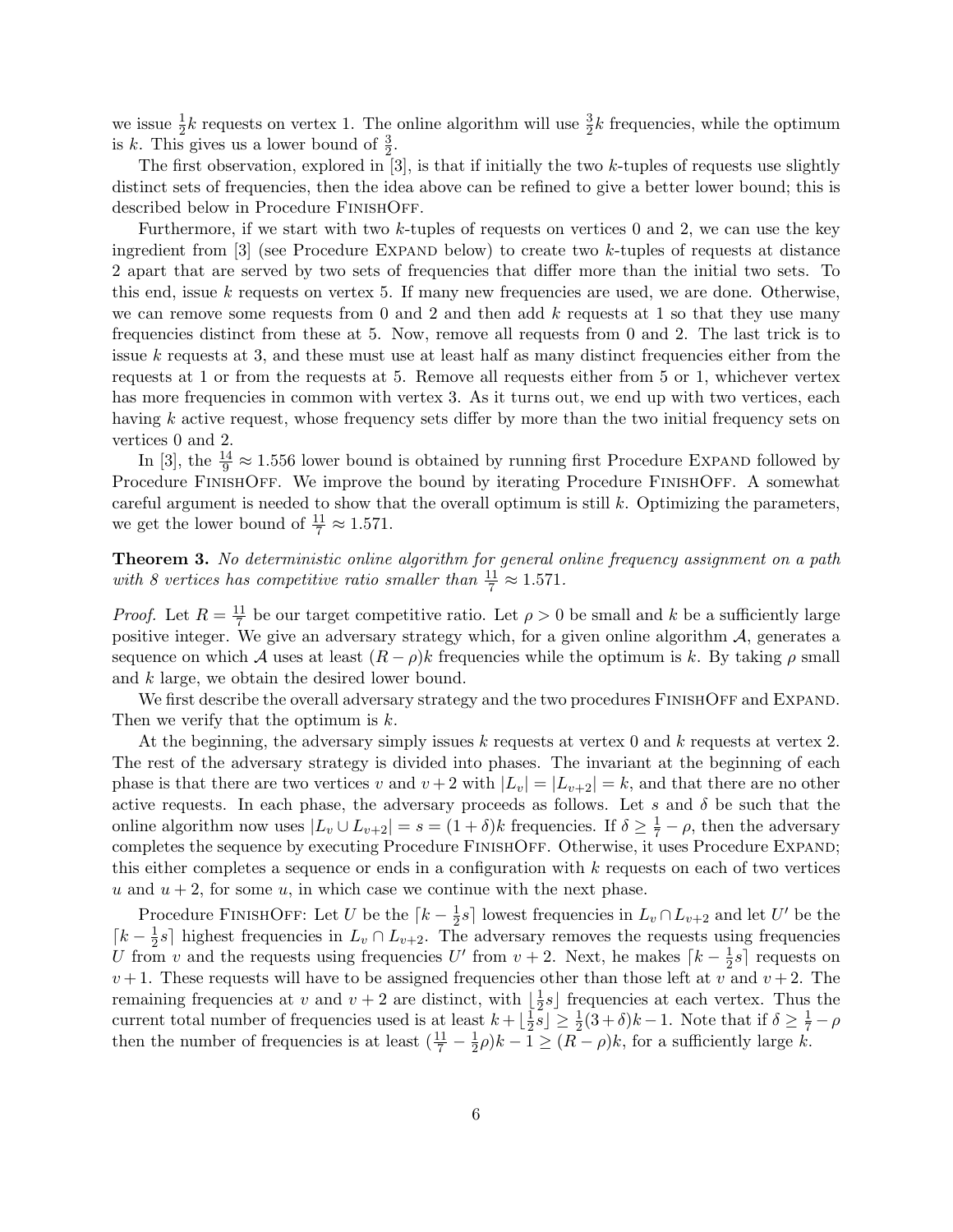we issue $\frac{1}{2}k$ requests on vertex 1. The online algorithm will use $\frac{3}{2}k$ frequencies, while the optimum is $k$. This gives us a lower bound of $\frac{3}{2}$.

The first observation, explored in [3], is that if initially the two $k$-tuples of requests use slightly distinct sets of frequencies, then the idea above can be refined to give a better lower bound; this is described below in Procedure FinishOff.

Furthermore, if we start with two $k$-tuples of requests on vertices 0 and 2, we can use the key ingredient from [3] (see Procedure Expand below) to create two $k$-tuples of requests at distance 2 apart that are served by two sets of frequencies that differ more than the initial two sets. To this end, issue $k$ requests on vertex 5. If many new frequencies are used, we are done. Otherwise, we can remove some requests from 0 and 2 and then add $k$ requests at 1 so that they use many frequencies distinct from these at 5. Now, remove all requests from 0 and 2. The last trick is to issue $k$ requests at 3, and these must use at least half as many distinct frequencies either from the requests at 1 or from the requests at 5. Remove all requests either from 5 or 1, whichever vertex has more frequencies in common with vertex 3. As it turns out, we end up with two vertices, each having $k$ active request, whose frequency sets differ by more than the two initial frequency sets on vertices 0 and 2.

In [3], the $\frac{14}{9} \approx 1.556$ lower bound is obtained by running first Procedure Expand followed by Procedure FinishOff. We improve the bound by iterating Procedure FinishOff. A somewhat careful argument is needed to show that the overall optimum is still $k$. Optimizing the parameters, we get the lower bound of $\frac{11}{7} \approx 1.571$.

**Theorem 3.** *No deterministic online algorithm for general online frequency assignment on a path with 8 vertices has competitive ratio smaller than* $\frac{11}{7} \approx 1.571$.

*Proof.* Let $R = \frac{11}{7}$ be our target competitive ratio. Let $\rho > 0$ be small and $k$ be a sufficiently large positive integer. We give an adversary strategy which, for a given online algorithm $\mathcal{A}$, generates a sequence on which $\mathcal{A}$ uses at least $(R - \rho)k$ frequencies while the optimum is $k$. By taking $\rho$ small and $k$ large, we obtain the desired lower bound.

We first describe the overall adversary strategy and the two procedures FinishOff and Expand. Then we verify that the optimum is $k$.

At the beginning, the adversary simply issues $k$ requests at vertex 0 and $k$ requests at vertex 2. The rest of the adversary strategy is divided into phases. The invariant at the beginning of each phase is that there are two vertices $v$ and $v+2$ with $|L_v| = |L_{v+2}| = k$, and that there are no other active requests. In each phase, the adversary proceeds as follows. Let $s$ and $\delta$ be such that the online algorithm now uses $|L_v \cup L_{v+2}| = s = (1+\delta)k$ frequencies. If $\delta \geq \frac{1}{7} - \rho$, then the adversary completes the sequence by executing Procedure FinishOff. Otherwise, it uses Procedure Expand; this either completes a sequence or ends in a configuration with $k$ requests on each of two vertices $u$ and $u+2$, for some $u$, in which case we continue with the next phase.

Procedure FinishOff: Let $U$ be the $\lceil k - \frac{1}{2}s \rceil$ lowest frequencies in $L_v \cap L_{v+2}$ and let $U'$ be the $\lceil k - \frac{1}{2}s \rceil$ highest frequencies in $L_v \cap L_{v+2}$. The adversary removes the requests using frequencies $U$ from $v$ and the requests using frequencies $U'$ from $v+2$. Next, he makes $\lceil k - \frac{1}{2}s \rceil$ requests on $v+1$. These requests will have to be assigned frequencies other than those left at $v$ and $v+2$. The remaining frequencies at $v$ and $v+2$ are distinct, with $\lfloor \frac{1}{2}s \rfloor$ frequencies at each vertex. Thus the current total number of frequencies used is at least $k + \lfloor \frac{1}{2}s \rfloor \geq \frac{1}{2}(3+\delta)k - 1$. Note that if $\delta \geq \frac{1}{7} - \rho$ then the number of frequencies is at least $(\frac{11}{7} - \frac{1}{2}\rho)k - 1 \geq (R - \rho)k$, for a sufficiently large $k$.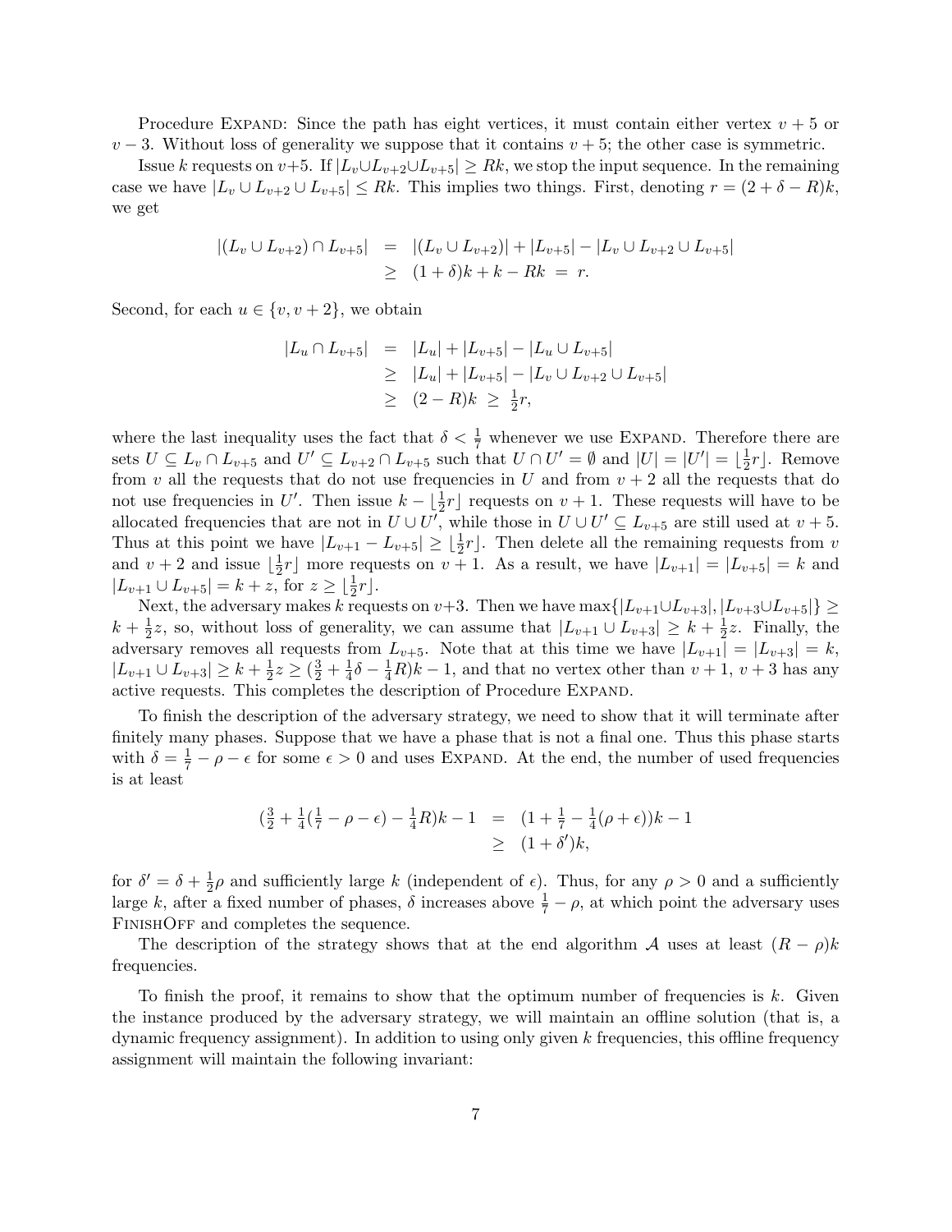Procedure Expand: Since the path has eight vertices, it must contain either vertex $v+5$ or $v-3$. Without loss of generality we suppose that it contains $v+5$; the other case is symmetric.

Issue $k$ requests on $v+5$. If $|L_v \cup L_{v+2} \cup L_{v+5}| \geq Rk$, we stop the input sequence. In the remaining case we have $|L_v \cup L_{v+2} \cup L_{v+5}| \leq Rk$. This implies two things. First, denoting $r = (2+\delta-R)k$, we get

$$
\begin{aligned}
|(L_v \cup L_{v+2}) \cap L_{v+5}| &= |(L_v \cup L_{v+2})| + |L_{v+5}| - |L_v \cup L_{v+2} \cup L_{v+5}| \\
&\geq (1+\delta)k + k - Rk \;=\; r.
\end{aligned}
$$

Second, for each $u \in \{v, v+2\}$, we obtain

$$
\begin{aligned}
|L_u \cap L_{v+5}| &= |L_u| + |L_{v+5}| - |L_u \cup L_{v+5}| \\
&\geq |L_u| + |L_{v+5}| - |L_v \cup L_{v+2} \cup L_{v+5}| \\
&\geq (2-R)k \;\geq\; \tfrac{1}{2}r,
\end{aligned}
$$

where the last inequality uses the fact that $\delta < \frac{1}{7}$ whenever we use Expand. Therefore there are sets $U \subseteq L_v \cap L_{v+5}$ and $U' \subseteq L_{v+2} \cap L_{v+5}$ such that $U \cap U' = \emptyset$ and $|U| = |U'| = \lfloor \frac{1}{2}r \rfloor$. Remove from $v$ all the requests that do not use frequencies in $U$ and from $v+2$ all the requests that do not use frequencies in $U'$. Then issue $k - \lfloor \frac{1}{2}r \rfloor$ requests on $v+1$. These requests will have to be allocated frequencies that are not in $U \cup U'$, while those in $U \cup U' \subseteq L_{v+5}$ are still used at $v+5$. Thus at this point we have $|L_{v+1} - L_{v+5}| \geq \lfloor \frac{1}{2}r \rfloor$. Then delete all the remaining requests from $v$ and $v+2$ and issue $\lfloor \frac{1}{2}r \rfloor$ more requests on $v+1$. As a result, we have $|L_{v+1}| = |L_{v+5}| = k$ and $|L_{v+1} \cup L_{v+5}| = k + z$, for $z \geq \lfloor \frac{1}{2}r \rfloor$.

Next, the adversary makes $k$ requests on $v+3$. Then we have $\max\{|L_{v+1} \cup L_{v+3}|, |L_{v+3} \cup L_{v+5}|\} \geq k + \frac{1}{2}z$, so, without loss of generality, we can assume that $|L_{v+1} \cup L_{v+3}| \geq k + \frac{1}{2}z$. Finally, the adversary removes all requests from $L_{v+5}$. Note that at this time we have $|L_{v+1}| = |L_{v+3}| = k$, $|L_{v+1} \cup L_{v+3}| \geq k + \frac{1}{2}z \geq (\frac{3}{2} + \frac{1}{4}\delta - \frac{1}{4}R)k - 1$, and that no vertex other than $v+1$, $v+3$ has any active requests. This completes the description of Procedure Expand.

To finish the description of the adversary strategy, we need to show that it will terminate after finitely many phases. Suppose that we have a phase that is not a final one. Thus this phase starts with $\delta = \frac{1}{7} - \rho - \epsilon$ for some $\epsilon > 0$ and uses Expand. At the end, the number of used frequencies is at least

$$
\begin{aligned}
(\tfrac{3}{2} + \tfrac{1}{4}(\tfrac{1}{7} - \rho - \epsilon) - \tfrac{1}{4}R)k - 1 &= (1 + \tfrac{1}{7} - \tfrac{1}{4}(\rho + \epsilon))k - 1 \\
&\geq (1 + \delta')k,
\end{aligned}
$$

for $\delta' = \delta + \frac{1}{2}\rho$ and sufficiently large $k$ (independent of $\epsilon$). Thus, for any $\rho > 0$ and a sufficiently large $k$, after a fixed number of phases, $\delta$ increases above $\frac{1}{7} - \rho$, at which point the adversary uses FinishOff and completes the sequence.

The description of the strategy shows that at the end algorithm $\mathcal{A}$ uses at least $(R - \rho)k$ frequencies.

To finish the proof, it remains to show that the optimum number of frequencies is $k$. Given the instance produced by the adversary strategy, we will maintain an offline solution (that is, a dynamic frequency assignment). In addition to using only given $k$ frequencies, this offline frequency assignment will maintain the following invariant: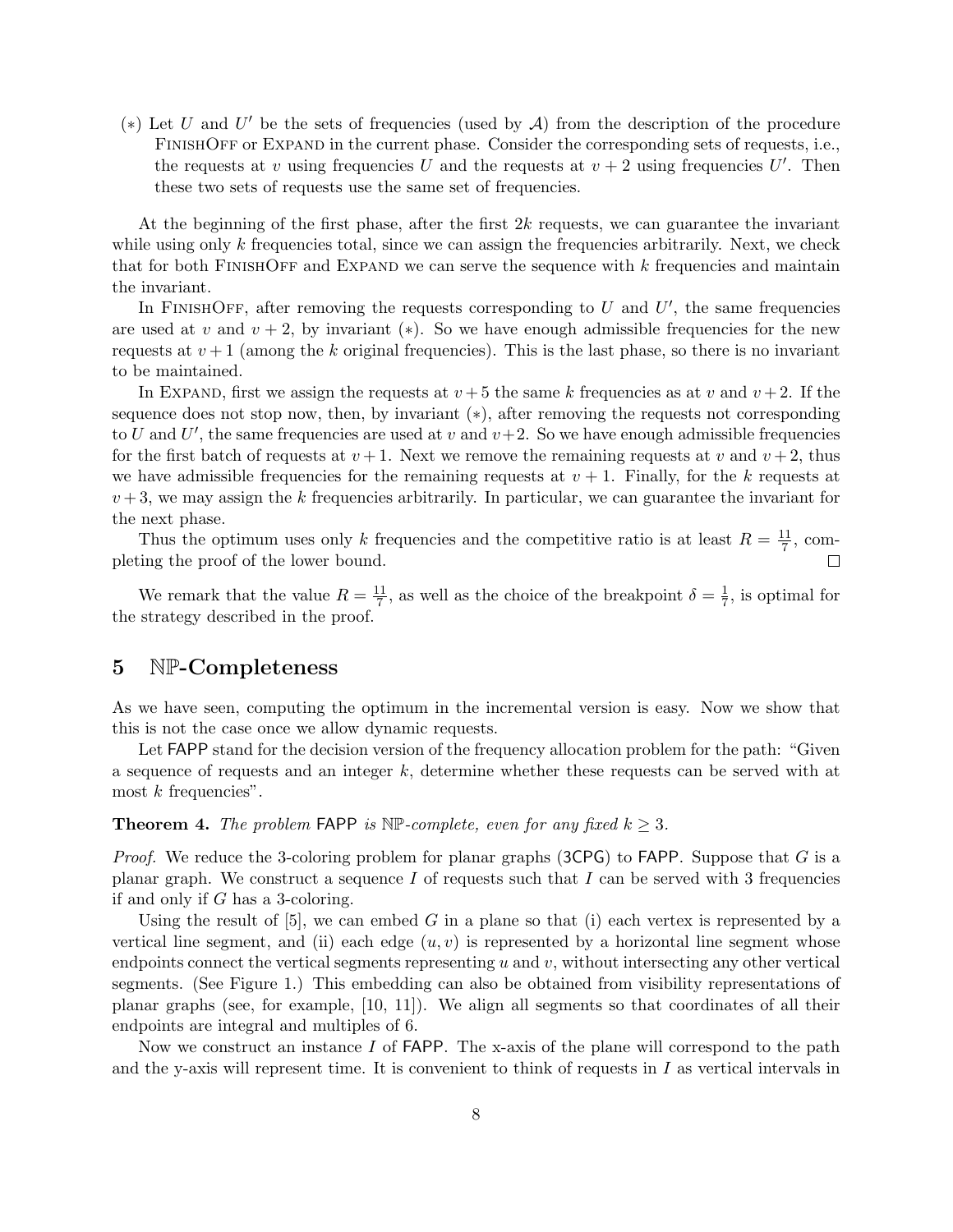(∗) Let $U$ and $U'$ be the sets of frequencies (used by $\mathcal{A}$) from the description of the procedure FinishOff or Expand in the current phase. Consider the corresponding sets of requests, i.e., the requests at $v$ using frequencies $U$ and the requests at $v+2$ using frequencies $U'$. Then these two sets of requests use the same set of frequencies.

At the beginning of the first phase, after the first $2k$ requests, we can guarantee the invariant while using only $k$ frequencies total, since we can assign the frequencies arbitrarily. Next, we check that for both FinishOff and Expand we can serve the sequence with $k$ frequencies and maintain the invariant.

In FinishOff, after removing the requests corresponding to $U$ and $U'$, the same frequencies are used at $v$ and $v+2$, by invariant (∗). So we have enough admissible frequencies for the new requests at $v+1$ (among the $k$ original frequencies). This is the last phase, so there is no invariant to be maintained.

In Expand, first we assign the requests at $v+5$ the same $k$ frequencies as at $v$ and $v+2$. If the sequence does not stop now, then, by invariant (∗), after removing the requests not corresponding to $U$ and $U'$, the same frequencies are used at $v$ and $v+2$. So we have enough admissible frequencies for the first batch of requests at $v+1$. Next we remove the remaining requests at $v$ and $v+2$, thus we have admissible frequencies for the remaining requests at $v+1$. Finally, for the $k$ requests at $v+3$, we may assign the $k$ frequencies arbitrarily. In particular, we can guarantee the invariant for the next phase.

Thus the optimum uses only $k$ frequencies and the competitive ratio is at least $R = \frac{11}{7}$, completing the proof of the lower bound. □

We remark that the value $R = \frac{11}{7}$, as well as the choice of the breakpoint $\delta = \frac{1}{7}$, is optimal for the strategy described in the proof.

## 5 $\mathbb{NP}$-Completeness

As we have seen, computing the optimum in the incremental version is easy. Now we show that this is not the case once we allow dynamic requests.

Let FAPP stand for the decision version of the frequency allocation problem for the path: "Given a sequence of requests and an integer $k$, determine whether these requests can be served with at most $k$ frequencies".

**Theorem 4.** *The problem* FAPP *is* $\mathbb{NP}$*-complete, even for any fixed* $k \geq 3$.

*Proof.* We reduce the 3-coloring problem for planar graphs (3CPG) to FAPP. Suppose that $G$ is a planar graph. We construct a sequence $I$ of requests such that $I$ can be served with 3 frequencies if and only if $G$ has a 3-coloring.

Using the result of [5], we can embed $G$ in a plane so that (i) each vertex is represented by a vertical line segment, and (ii) each edge $(u, v)$ is represented by a horizontal line segment whose endpoints connect the vertical segments representing $u$ and $v$, without intersecting any other vertical segments. (See Figure 1.) This embedding can also be obtained from visibility representations of planar graphs (see, for example, [10, 11]). We align all segments so that coordinates of all their endpoints are integral and multiples of 6.

Now we construct an instance $I$ of FAPP. The x-axis of the plane will correspond to the path and the y-axis will represent time. It is convenient to think of requests in $I$ as vertical intervals in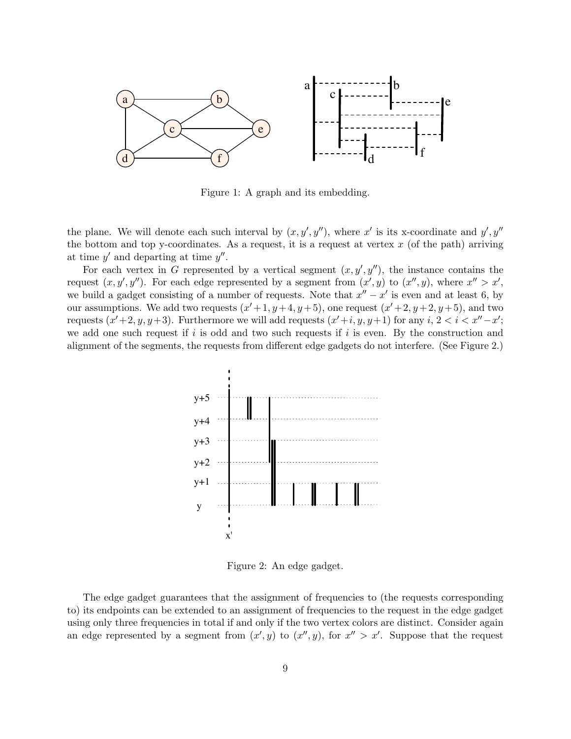Figure 1: A graph and its embedding.

the plane. We will denote each such interval by $(x, y', y'')$, where $x'$ is its x-coordinate and $y', y''$ the bottom and top y-coordinates. As a request, it is a request at vertex $x$ (of the path) arriving at time $y'$ and departing at time $y''$.

For each vertex in $G$ represented by a vertical segment $(x, y', y'')$, the instance contains the request $(x, y', y'')$. For each edge represented by a segment from $(x', y)$ to $(x'', y)$, where $x'' > x'$, we build a gadget consisting of a number of requests. Note that $x'' - x'$ is even and at least 6, by our assumptions. We add two requests $(x'+1, y+4, y+5)$, one request $(x'+2, y+2, y+5)$, and two requests $(x'+2, y, y+3)$. Furthermore we will add requests $(x'+i, y, y+1)$ for any $i$, $2 < i < x''-x'$; we add one such request if $i$ is odd and two such requests if $i$ is even. By the construction and alignment of the segments, the requests from different edge gadgets do not interfere. (See Figure 2.)

Figure 2: An edge gadget.

The edge gadget guarantees that the assignment of frequencies to (the requests corresponding to) its endpoints can be extended to an assignment of frequencies to the request in the edge gadget using only three frequencies in total if and only if the two vertex colors are distinct. Consider again an edge represented by a segment from $(x', y)$ to $(x'', y)$, for $x'' > x'$. Suppose that the request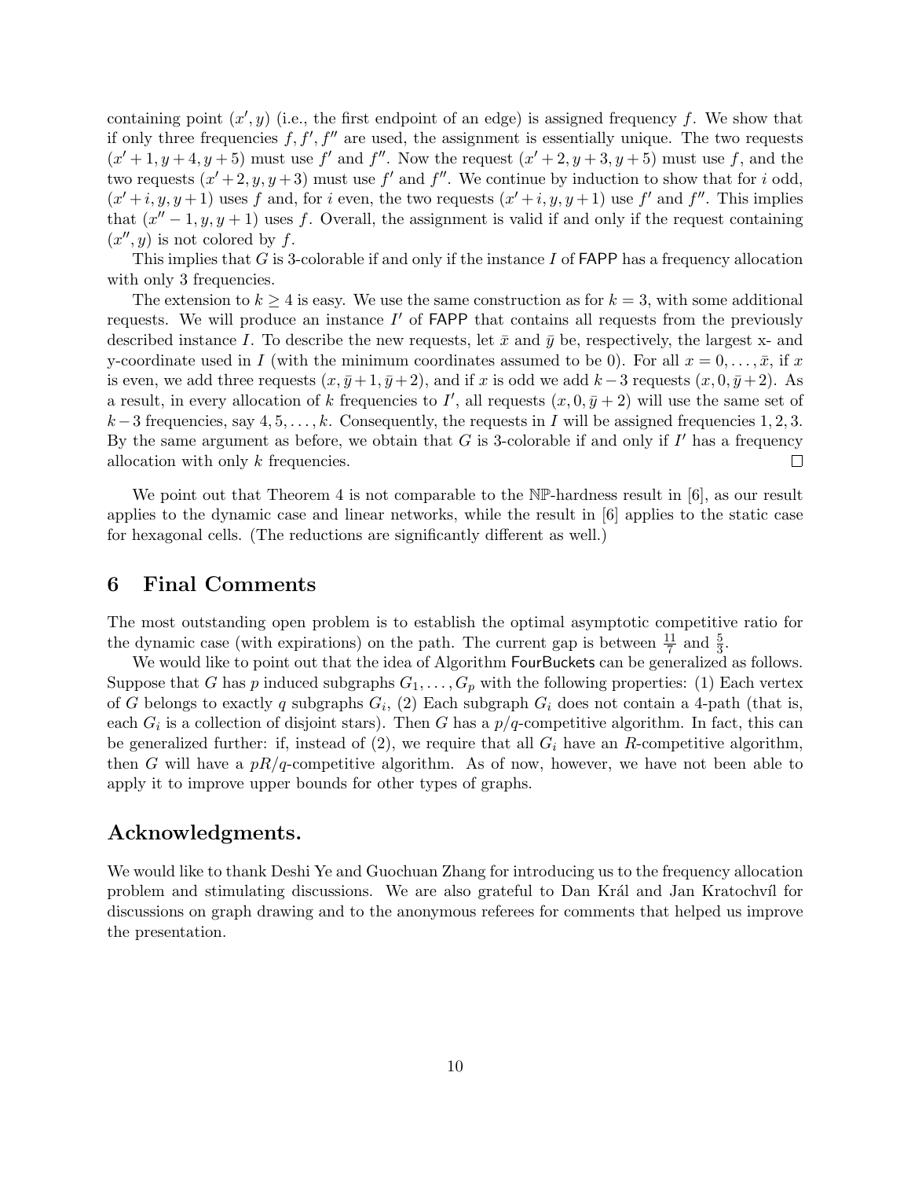containing point $(x', y)$ (i.e., the first endpoint of an edge) is assigned frequency $f$. We show that if only three frequencies $f, f', f''$ are used, the assignment is essentially unique. The two requests $(x'+1, y+4, y+5)$ must use $f'$ and $f''$. Now the request $(x'+2, y+3, y+5)$ must use $f$, and the two requests $(x'+2, y, y+3)$ must use $f'$ and $f''$. We continue by induction to show that for $i$ odd, $(x'+i, y, y+1)$ uses $f$ and, for $i$ even, the two requests $(x'+i, y, y+1)$ use $f'$ and $f''$. This implies that $(x''-1, y, y+1)$ uses $f$. Overall, the assignment is valid if and only if the request containing $(x'', y)$ is not colored by $f$.

This implies that $G$ is 3-colorable if and only if the instance $I$ of FAPP has a frequency allocation with only 3 frequencies.

The extension to $k \geq 4$ is easy. We use the same construction as for $k = 3$, with some additional requests. We will produce an instance $I'$ of FAPP that contains all requests from the previously described instance $I$. To describe the new requests, let $\bar{x}$ and $\bar{y}$ be, respectively, the largest x- and y-coordinate used in $I$ (with the minimum coordinates assumed to be 0). For all $x = 0, \ldots, \bar{x}$, if $x$ is even, we add three requests $(x, \bar{y}+1, \bar{y}+2)$, and if $x$ is odd we add $k-3$ requests $(x, 0, \bar{y}+2)$. As a result, in every allocation of $k$ frequencies to $I'$, all requests $(x, 0, \bar{y}+2)$ will use the same set of $k-3$ frequencies, say $4, 5, \ldots, k$. Consequently, the requests in $I$ will be assigned frequencies $1, 2, 3$. By the same argument as before, we obtain that $G$ is 3-colorable if and only if $I'$ has a frequency allocation with only $k$ frequencies. □

We point out that Theorem 4 is not comparable to the $\mathbb{NP}$-hardness result in [6], as our result applies to the dynamic case and linear networks, while the result in [6] applies to the static case for hexagonal cells. (The reductions are significantly different as well.)

## 6 Final Comments

The most outstanding open problem is to establish the optimal asymptotic competitive ratio for the dynamic case (with expirations) on the path. The current gap is between $\frac{11}{7}$ and $\frac{5}{3}$.

We would like to point out that the idea of Algorithm FourBuckets can be generalized as follows. Suppose that $G$ has $p$ induced subgraphs $G_1, \ldots, G_p$ with the following properties: (1) Each vertex of $G$ belongs to exactly $q$ subgraphs $G_i$, (2) Each subgraph $G_i$ does not contain a 4-path (that is, each $G_i$ is a collection of disjoint stars). Then $G$ has a $p/q$-competitive algorithm. In fact, this can be generalized further: if, instead of (2), we require that all $G_i$ have an $R$-competitive algorithm, then $G$ will have a $pR/q$-competitive algorithm. As of now, however, we have not been able to apply it to improve upper bounds for other types of graphs.

## Acknowledgments.

We would like to thank Deshi Ye and Guochuan Zhang for introducing us to the frequency allocation problem and stimulating discussions. We are also grateful to Dan Král and Jan Kratochvíl for discussions on graph drawing and to the anonymous referees for comments that helped us improve the presentation.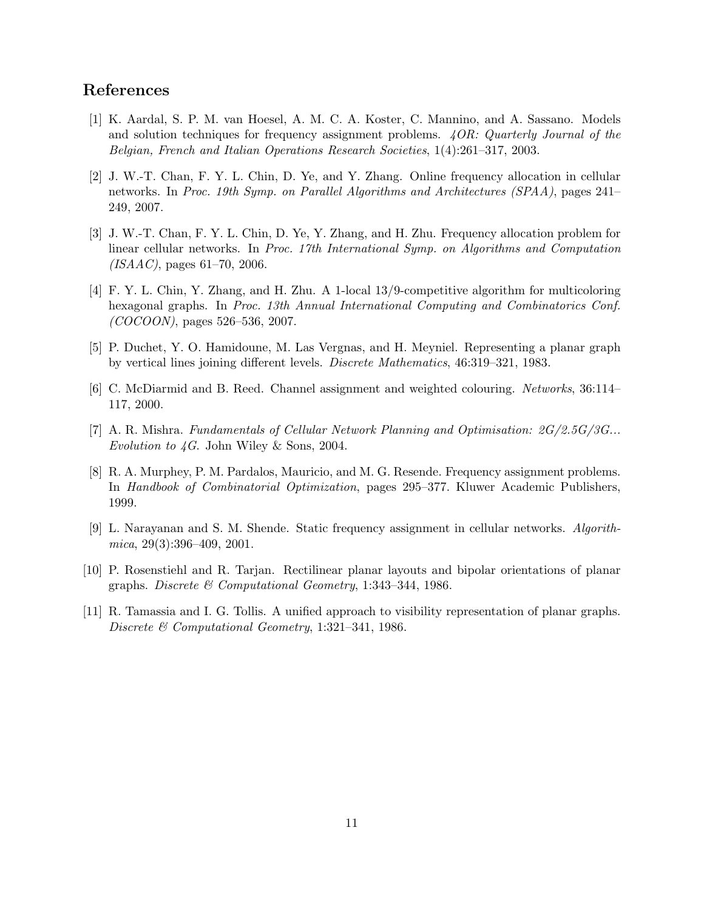## References

[1] K. Aardal, S. P. M. van Hoesel, A. M. C. A. Koster, C. Mannino, and A. Sassano. Models and solution techniques for frequency assignment problems. *4OR: Quarterly Journal of the Belgian, French and Italian Operations Research Societies*, 1(4):261–317, 2003.

[2] J. W.-T. Chan, F. Y. L. Chin, D. Ye, and Y. Zhang. Online frequency allocation in cellular networks. In *Proc. 19th Symp. on Parallel Algorithms and Architectures (SPAA)*, pages 241–249, 2007.

[3] J. W.-T. Chan, F. Y. L. Chin, D. Ye, Y. Zhang, and H. Zhu. Frequency allocation problem for linear cellular networks. In *Proc. 17th International Symp. on Algorithms and Computation (ISAAC)*, pages 61–70, 2006.

[4] F. Y. L. Chin, Y. Zhang, and H. Zhu. A 1-local 13/9-competitive algorithm for multicoloring hexagonal graphs. In *Proc. 13th Annual International Computing and Combinatorics Conf. (COCOON)*, pages 526–536, 2007.

[5] P. Duchet, Y. O. Hamidoune, M. Las Vergnas, and H. Meyniel. Representing a planar graph by vertical lines joining different levels. *Discrete Mathematics*, 46:319–321, 1983.

[6] C. McDiarmid and B. Reed. Channel assignment and weighted colouring. *Networks*, 36:114–117, 2000.

[7] A. R. Mishra. *Fundamentals of Cellular Network Planning and Optimisation: 2G/2.5G/3G... Evolution to 4G*. John Wiley & Sons, 2004.

[8] R. A. Murphey, P. M. Pardalos, Mauricio, and M. G. Resende. Frequency assignment problems. In *Handbook of Combinatorial Optimization*, pages 295–377. Kluwer Academic Publishers, 1999.

[9] L. Narayanan and S. M. Shende. Static frequency assignment in cellular networks. *Algorithmica*, 29(3):396–409, 2001.

[10] P. Rosenstiehl and R. Tarjan. Rectilinear planar layouts and bipolar orientations of planar graphs. *Discrete & Computational Geometry*, 1:343–344, 1986.

[11] R. Tamassia and I. G. Tollis. A unified approach to visibility representation of planar graphs. *Discrete & Computational Geometry*, 1:321–341, 1986.